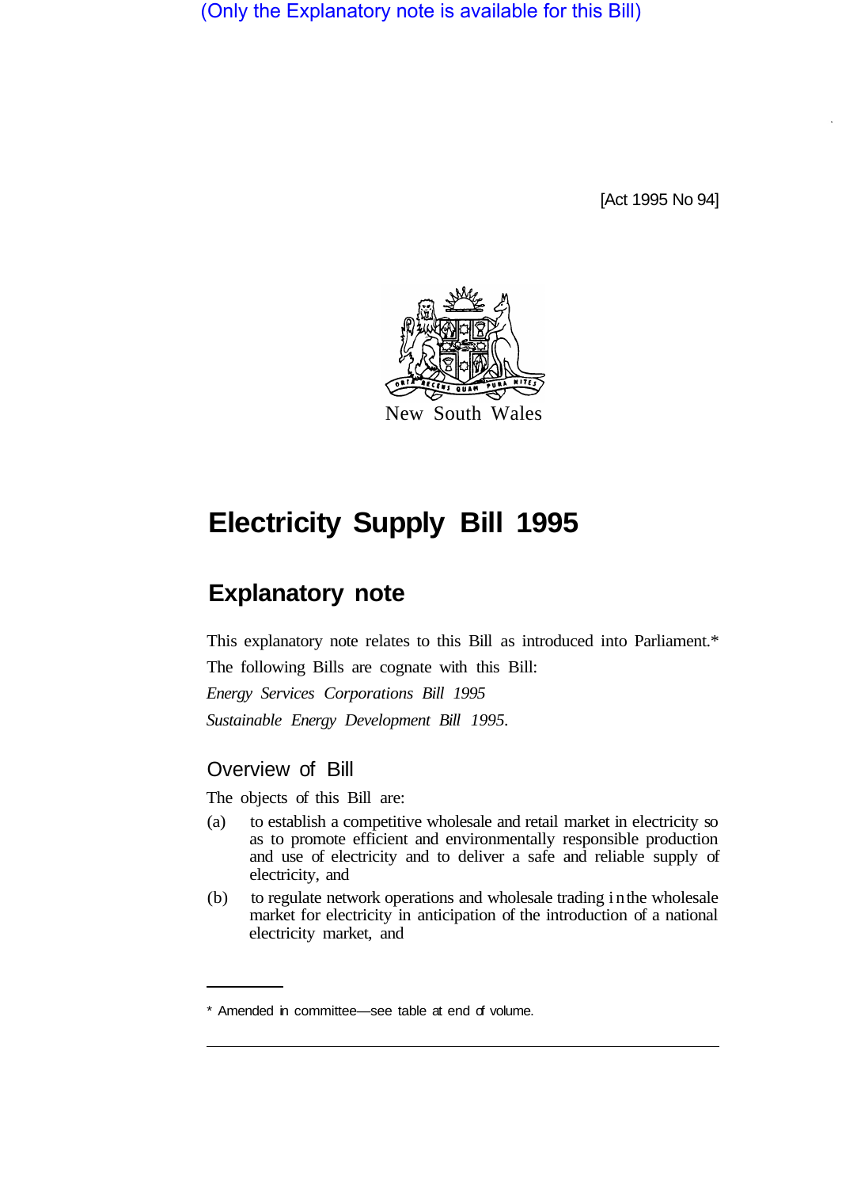(Only the Explanatory note is available for this Bill)

[Act 1995 No 94]

New South Wales

# Electricity Supply Bill 1995

## Explanatory note

This explanatory note relates to this Bill as introduced into Parliament.*

The following Bills are cognate with this Bill:

*Energy Services Corporations Bill 1995*

*Sustainable Energy Development Bill 1995*.

### Overview of Bill

The objects of this Bill are:

(a) to establish a competitive wholesale and retail market in electricity so as to promote efficient and environmentally responsible production and use of electricity and to deliver a safe and reliable supply of electricity, and

(b) to regulate network operations and wholesale trading in the wholesale market for electricity in anticipation of the introduction of a national electricity market, and

* Amended in committee—see table at end of volume.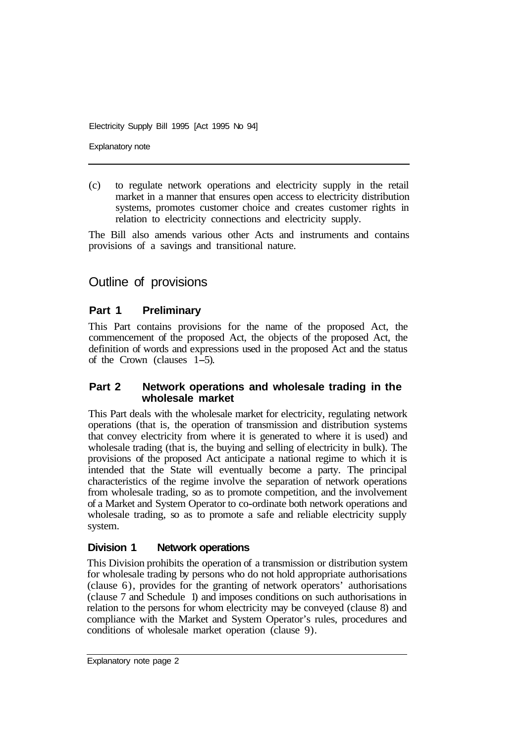(c) to regulate network operations and electricity supply in the retail market in a manner that ensures open access to electricity distribution systems, promotes customer choice and creates customer rights in relation to electricity connections and electricity supply.

The Bill also amends various other Acts and instruments and contains provisions of a savings and transitional nature.

## Outline of provisions

### Part 1 Preliminary

This Part contains provisions for the name of the proposed Act, the commencement of the proposed Act, the objects of the proposed Act, the definition of words and expressions used in the proposed Act and the status of the Crown (clauses 1–5).

### Part 2 Network operations and wholesale trading in the wholesale market

This Part deals with the wholesale market for electricity, regulating network operations (that is, the operation of transmission and distribution systems that convey electricity from where it is generated to where it is used) and wholesale trading (that is, the buying and selling of electricity in bulk). The provisions of the proposed Act anticipate a national regime to which it is intended that the State will eventually become a party. The principal characteristics of the regime involve the separation of network operations from wholesale trading, so as to promote competition, and the involvement of a Market and System Operator to co-ordinate both network operations and wholesale trading, so as to promote a safe and reliable electricity supply system.

#### Division 1 Network operations

This Division prohibits the operation of a transmission or distribution system for wholesale trading by persons who do not hold appropriate authorisations (clause 6), provides for the granting of network operators' authorisations (clause 7 and Schedule 1) and imposes conditions on such authorisations in relation to the persons for whom electricity may be conveyed (clause 8) and compliance with the Market and System Operator's rules, procedures and conditions of wholesale market operation (clause 9).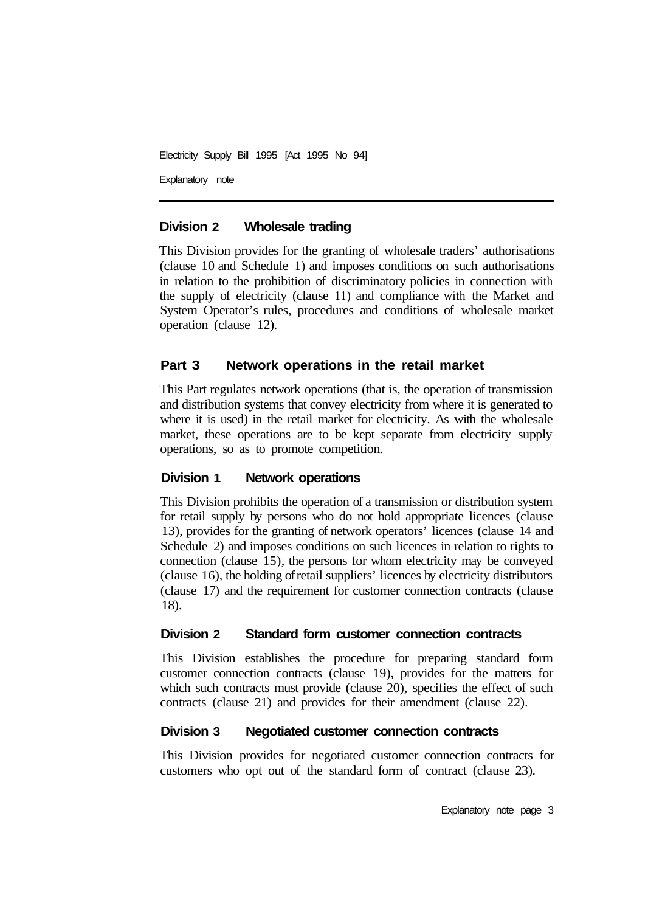### Division 2 Wholesale trading

This Division provides for the granting of wholesale traders' authorisations (clause 10 and Schedule 1) and imposes conditions on such authorisations in relation to the prohibition of discriminatory policies in connection with the supply of electricity (clause 11) and compliance with the Market and System Operator's rules, procedures and conditions of wholesale market operation (clause 12).

## Part 3 Network operations in the retail market

This Part regulates network operations (that is, the operation of transmission and distribution systems that convey electricity from where it is generated to where it is used) in the retail market for electricity. As with the wholesale market, these operations are to be kept separate from electricity supply operations, so as to promote competition.

### Division 1 Network operations

This Division prohibits the operation of a transmission or distribution system for retail supply by persons who do not hold appropriate licences (clause 13), provides for the granting of network operators' licences (clause 14 and Schedule 2) and imposes conditions on such licences in relation to rights to connection (clause 15), the persons for whom electricity may be conveyed (clause 16), the holding of retail suppliers' licences by electricity distributors (clause 17) and the requirement for customer connection contracts (clause 18).

### Division 2 Standard form customer connection contracts

This Division establishes the procedure for preparing standard form customer connection contracts (clause 19), provides for the matters for which such contracts must provide (clause 20), specifies the effect of such contracts (clause 21) and provides for their amendment (clause 22).

### Division 3 Negotiated customer connection contracts

This Division provides for negotiated customer connection contracts for customers who opt out of the standard form of contract (clause 23).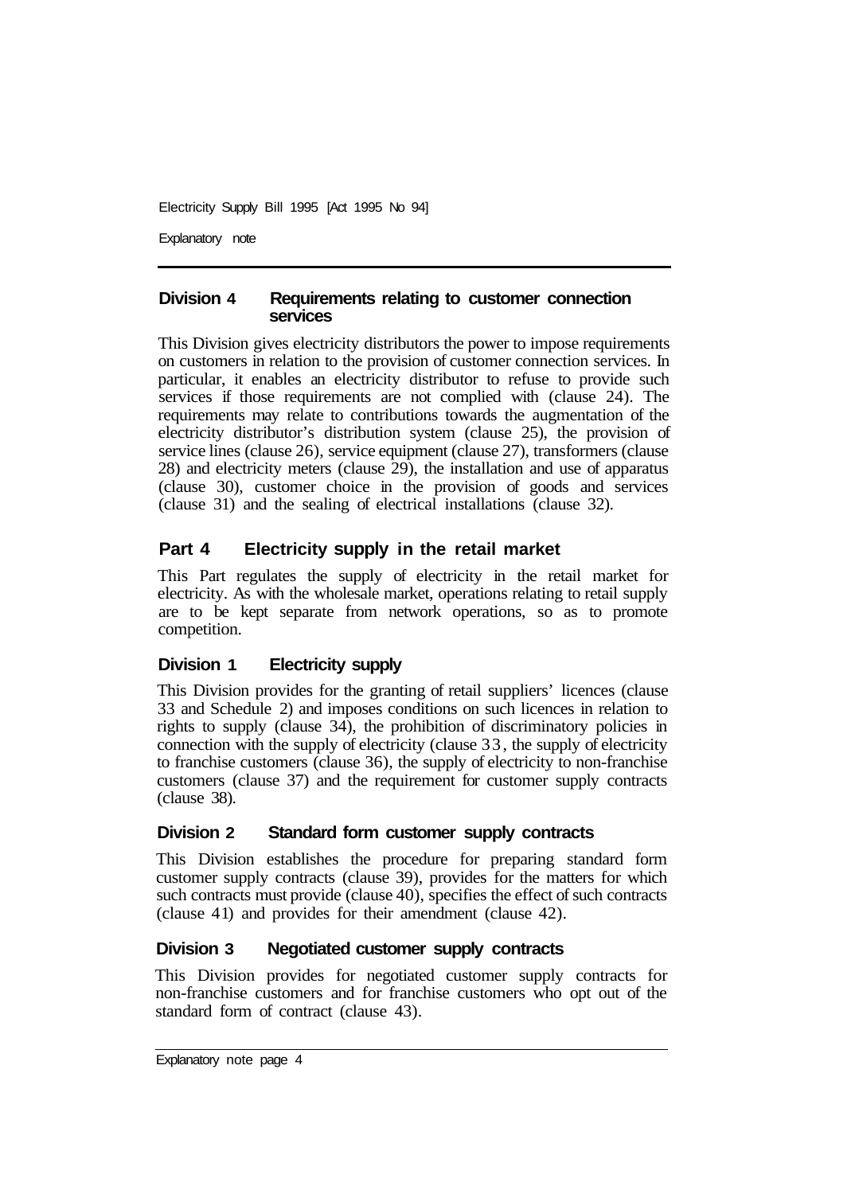### Division 4 Requirements relating to customer connection services

This Division gives electricity distributors the power to impose requirements on customers in relation to the provision of customer connection services. In particular, it enables an electricity distributor to refuse to provide such services if those requirements are not complied with (clause 24). The requirements may relate to contributions towards the augmentation of the electricity distributor's distribution system (clause 25), the provision of service lines (clause 26), service equipment (clause 27), transformers (clause 28) and electricity meters (clause 29), the installation and use of apparatus (clause 30), customer choice in the provision of goods and services (clause 31) and the sealing of electrical installations (clause 32).

## Part 4 Electricity supply in the retail market

This Part regulates the supply of electricity in the retail market for electricity. As with the wholesale market, operations relating to retail supply are to be kept separate from network operations, so as to promote competition.

### Division 1 Electricity supply

This Division provides for the granting of retail suppliers' licences (clause 33 and Schedule 2) and imposes conditions on such licences in relation to rights to supply (clause 34), the prohibition of discriminatory policies in connection with the supply of electricity (clause 33, the supply of electricity to franchise customers (clause 36), the supply of electricity to non-franchise customers (clause 37) and the requirement for customer supply contracts (clause 38).

### Division 2 Standard form customer supply contracts

This Division establishes the procedure for preparing standard form customer supply contracts (clause 39), provides for the matters for which such contracts must provide (clause 40), specifies the effect of such contracts (clause 41) and provides for their amendment (clause 42).

### Division 3 Negotiated customer supply contracts

This Division provides for negotiated customer supply contracts for non-franchise customers and for franchise customers who opt out of the standard form of contract (clause 43).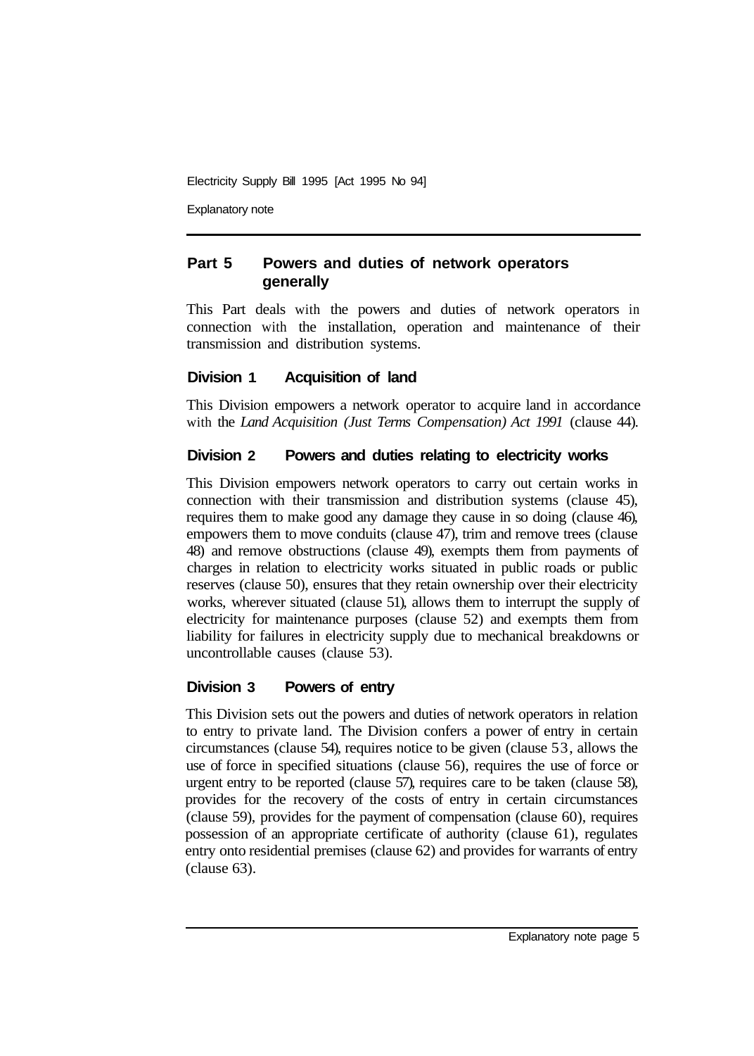## Part 5 Powers and duties of network operators generally

This Part deals with the powers and duties of network operators in connection with the installation, operation and maintenance of their transmission and distribution systems.

### Division 1 Acquisition of land

This Division empowers a network operator to acquire land in accordance with the *Land Acquisition (Just Terms Compensation) Act 1991* (clause 44).

### Division 2 Powers and duties relating to electricity works

This Division empowers network operators to carry out certain works in connection with their transmission and distribution systems (clause 45), requires them to make good any damage they cause in so doing (clause 46), empowers them to move conduits (clause 47), trim and remove trees (clause 48) and remove obstructions (clause 49), exempts them from payments of charges in relation to electricity works situated in public roads or public reserves (clause 50), ensures that they retain ownership over their electricity works, wherever situated (clause 51), allows them to interrupt the supply of electricity for maintenance purposes (clause 52) and exempts them from liability for failures in electricity supply due to mechanical breakdowns or uncontrollable causes (clause 53).

### Division 3 Powers of entry

This Division sets out the powers and duties of network operators in relation to entry to private land. The Division confers a power of entry in certain circumstances (clause 54), requires notice to be given (clause 53, allows the use of force in specified situations (clause 56), requires the use of force or urgent entry to be reported (clause 57), requires care to be taken (clause 58), provides for the recovery of the costs of entry in certain circumstances (clause 59), provides for the payment of compensation (clause 60), requires possession of an appropriate certificate of authority (clause 61), regulates entry onto residential premises (clause 62) and provides for warrants of entry (clause 63).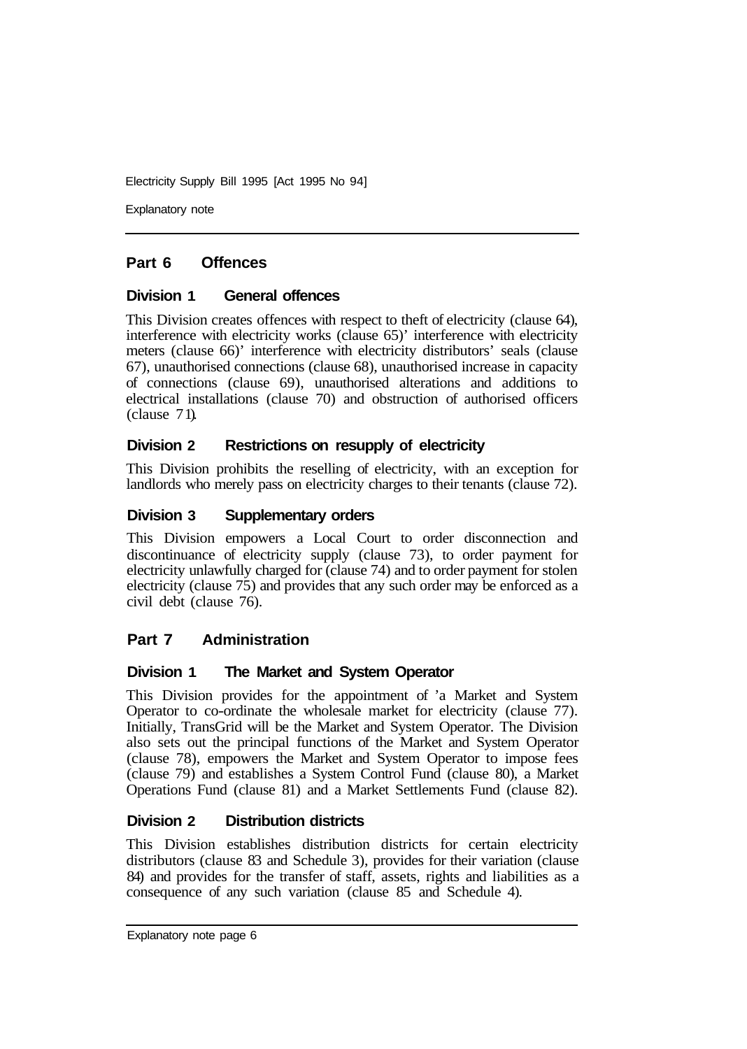## Part 6 Offences

### Division 1 General offences

This Division creates offences with respect to theft of electricity (clause 64), interference with electricity works (clause 65)' interference with electricity meters (clause 66)' interference with electricity distributors' seals (clause 67), unauthorised connections (clause 68), unauthorised increase in capacity of connections (clause 69), unauthorised alterations and additions to electrical installations (clause 70) and obstruction of authorised officers (clause 71).

### Division 2 Restrictions on resupply of electricity

This Division prohibits the reselling of electricity, with an exception for landlords who merely pass on electricity charges to their tenants (clause 72).

### Division 3 Supplementary orders

This Division empowers a Local Court to order disconnection and discontinuance of electricity supply (clause 73), to order payment for electricity unlawfully charged for (clause 74) and to order payment for stolen electricity (clause 75) and provides that any such order may be enforced as a civil debt (clause 76).

## Part 7 Administration

### Division 1 The Market and System Operator

This Division provides for the appointment of 'a Market and System Operator to co-ordinate the wholesale market for electricity (clause 77). Initially, TransGrid will be the Market and System Operator. The Division also sets out the principal functions of the Market and System Operator (clause 78), empowers the Market and System Operator to impose fees (clause 79) and establishes a System Control Fund (clause 80), a Market Operations Fund (clause 81) and a Market Settlements Fund (clause 82).

### Division 2 Distribution districts

This Division establishes distribution districts for certain electricity distributors (clause 83 and Schedule 3), provides for their variation (clause 84) and provides for the transfer of staff, assets, rights and liabilities as a consequence of any such variation (clause 85 and Schedule 4).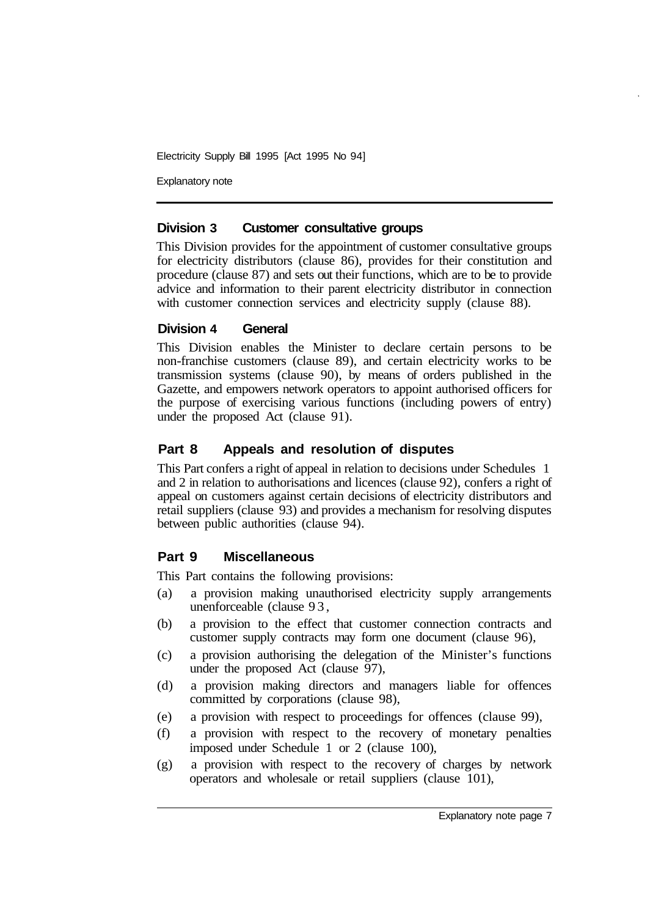### Division 3 Customer consultative groups

This Division provides for the appointment of customer consultative groups for electricity distributors (clause 86), provides for their constitution and procedure (clause 87) and sets out their functions, which are to be to provide advice and information to their parent electricity distributor in connection with customer connection services and electricity supply (clause 88).

### Division 4 General

This Division enables the Minister to declare certain persons to be non-franchise customers (clause 89), and certain electricity works to be transmission systems (clause 90), by means of orders published in the Gazette, and empowers network operators to appoint authorised officers for the purpose of exercising various functions (including powers of entry) under the proposed Act (clause 91).

## Part 8 Appeals and resolution of disputes

This Part confers a right of appeal in relation to decisions under Schedules 1 and 2 in relation to authorisations and licences (clause 92), confers a right of appeal on customers against certain decisions of electricity distributors and retail suppliers (clause 93) and provides a mechanism for resolving disputes between public authorities (clause 94).

## Part 9 Miscellaneous

This Part contains the following provisions:

(a) a provision making unauthorised electricity supply arrangements unenforceable (clause 93,

(b) a provision to the effect that customer connection contracts and customer supply contracts may form one document (clause 96),

(c) a provision authorising the delegation of the Minister's functions under the proposed Act (clause 97),

(d) a provision making directors and managers liable for offences committed by corporations (clause 98),

(e) a provision with respect to proceedings for offences (clause 99),

(f) a provision with respect to the recovery of monetary penalties imposed under Schedule 1 or 2 (clause 100),

(g) a provision with respect to the recovery of charges by network operators and wholesale or retail suppliers (clause 101),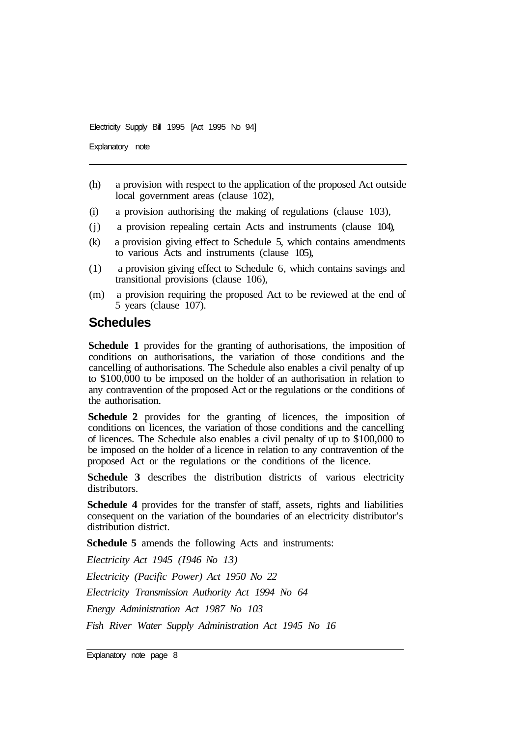(h) a provision with respect to the application of the proposed Act outside local government areas (clause 102),

(i) a provision authorising the making of regulations (clause 103),

(j) a provision repealing certain Acts and instruments (clause 104),

(k) a provision giving effect to Schedule 5, which contains amendments to various Acts and instruments (clause 105),

(1) a provision giving effect to Schedule 6, which contains savings and transitional provisions (clause 106),

(m) a provision requiring the proposed Act to be reviewed at the end of 5 years (clause 107).

## Schedules

**Schedule 1** provides for the granting of authorisations, the imposition of conditions on authorisations, the variation of those conditions and the cancelling of authorisations. The Schedule also enables a civil penalty of up to $100,000 to be imposed on the holder of an authorisation in relation to any contravention of the proposed Act or the regulations or the conditions of the authorisation.

**Schedule 2** provides for the granting of licences, the imposition of conditions on licences, the variation of those conditions and the cancelling of licences. The Schedule also enables a civil penalty of up to $100,000 to be imposed on the holder of a licence in relation to any contravention of the proposed Act or the regulations or the conditions of the licence.

**Schedule 3** describes the distribution districts of various electricity distributors.

**Schedule 4** provides for the transfer of staff, assets, rights and liabilities consequent on the variation of the boundaries of an electricity distributor's distribution district.

**Schedule 5** amends the following Acts and instruments:

*Electricity Act 1945 (1946 No 13)*

*Electricity (Pacific Power) Act 1950 No 22*

*Electricity Transmission Authority Act 1994 No 64*

*Energy Administration Act 1987 No 103*

*Fish River Water Supply Administration Act 1945 No 16*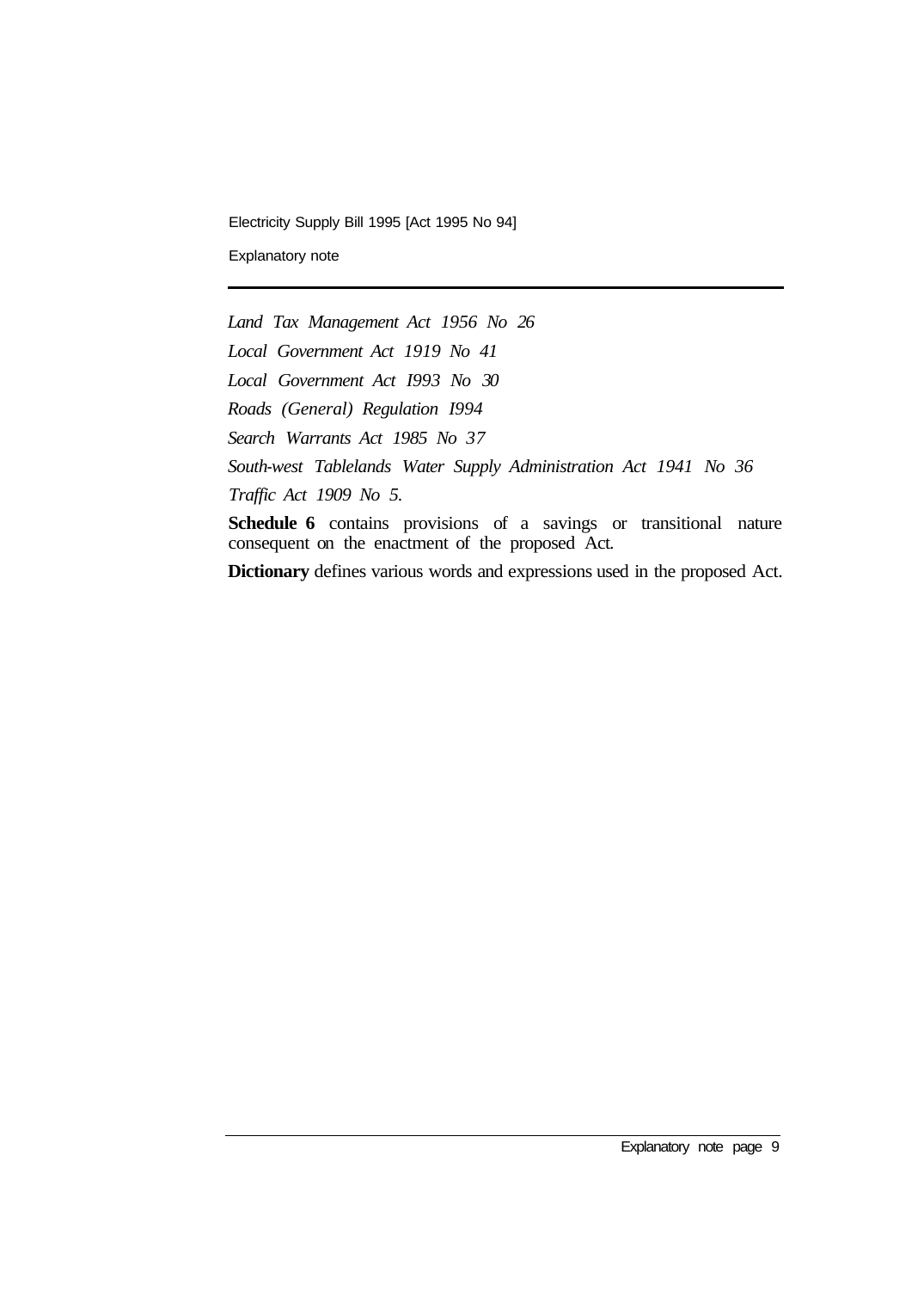*Land Tax Management Act 1956 No 26*

*Local Government Act 1919 No 41*

*Local Government Act I993 No 30*

*Roads (General) Regulation I994*

*Search Warrants Act 1985 No 37*

*South-west Tablelands Water Supply Administration Act 1941 No 36*

*Traffic Act 1909 No 5.*

**Schedule 6** contains provisions of a savings or transitional nature consequent on the enactment of the proposed Act.

**Dictionary** defines various words and expressions used in the proposed Act.